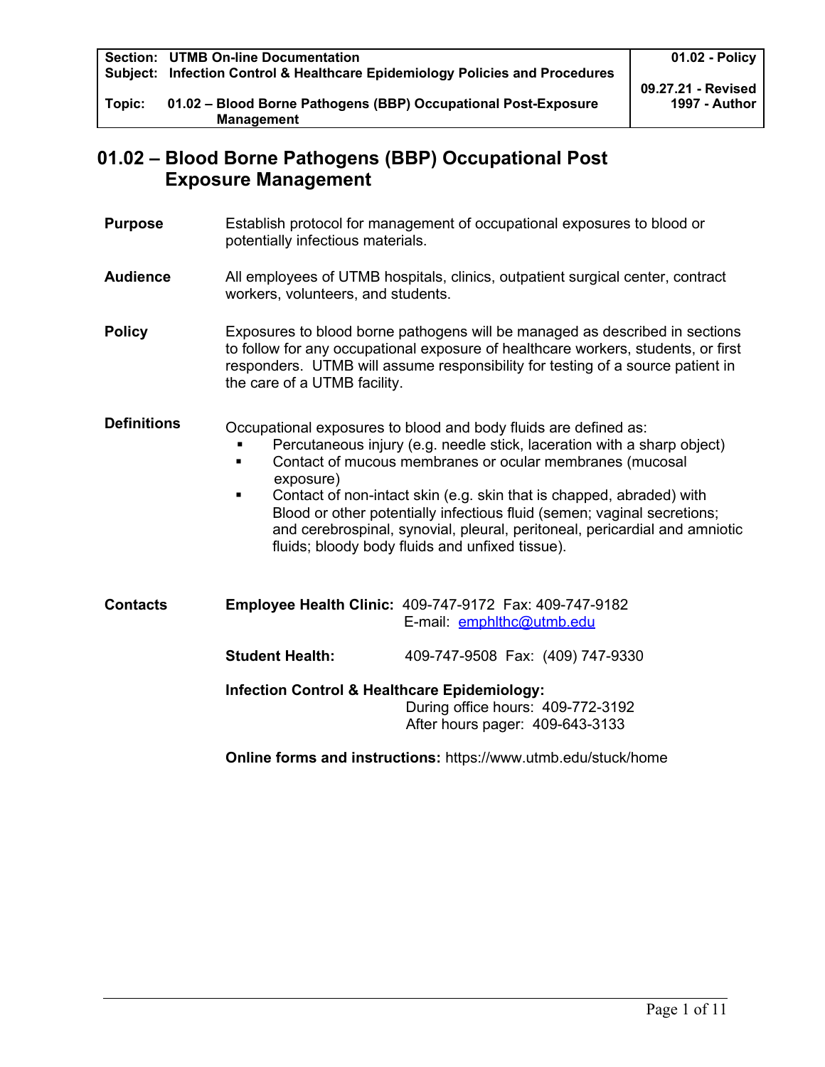| Section: UTMB On-line Documentation<br>Subject: Infection Control & Healthcare Epidemiology Policies and Procedures | 01.02 - Policy |
| --- | --- |
| Topic: 01.02 – Blood Borne Pathogens (BBP) Occupational Post-Exposure Management | 09.27.21 - Revised<br>1997 - Author |

# 01.02 – Blood Borne Pathogens (BBP) Occupational Post Exposure Management

**Purpose**

Establish protocol for management of occupational exposures to blood or potentially infectious materials.

**Audience**

All employees of UTMB hospitals, clinics, outpatient surgical center, contract workers, volunteers, and students.

**Policy**

Exposures to blood borne pathogens will be managed as described in sections to follow for any occupational exposure of healthcare workers, students, or first responders. UTMB will assume responsibility for testing of a source patient in the care of a UTMB facility.

**Definitions**

Occupational exposures to blood and body fluids are defined as:

- Percutaneous injury (e.g. needle stick, laceration with a sharp object)
- Contact of mucous membranes or ocular membranes (mucosal exposure)
- Contact of non-intact skin (e.g. skin that is chapped, abraded) with Blood or other potentially infectious fluid (semen; vaginal secretions; and cerebrospinal, synovial, pleural, peritoneal, pericardial and amniotic fluids; bloody body fluids and unfixed tissue).

**Contacts**

**Employee Health Clinic:** 409-747-9172 Fax: 409-747-9182
E-mail: emphlthc@utmb.edu

**Student Health:** 409-747-9508 Fax: (409) 747-9330

**Infection Control & Healthcare Epidemiology:**
During office hours: 409-772-3192
After hours pager: 409-643-3133

**Online forms and instructions:** https://www.utmb.edu/stuck/home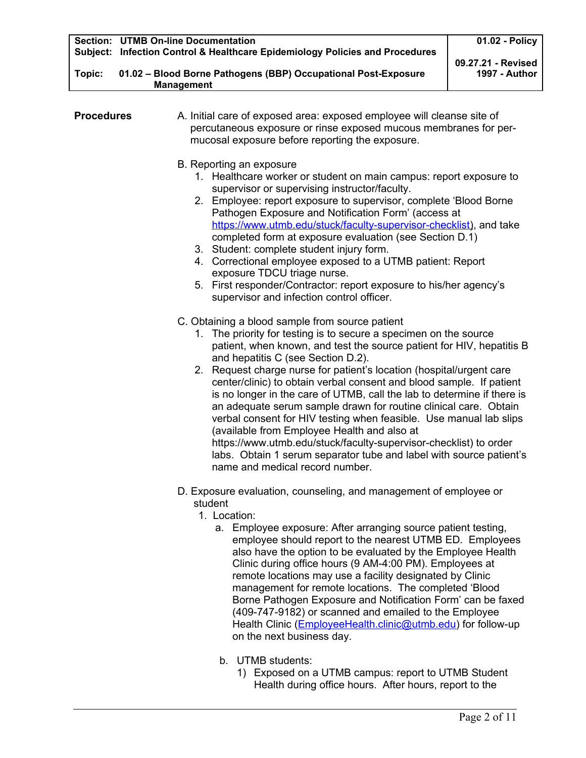**Procedures**

A. Initial care of exposed area: exposed employee will cleanse site of percutaneous exposure or rinse exposed mucous membranes for per-mucosal exposure before reporting the exposure.

B. Reporting an exposure
   1. Healthcare worker or student on main campus: report exposure to supervisor or supervising instructor/faculty.
   2. Employee: report exposure to supervisor, complete 'Blood Borne Pathogen Exposure and Notification Form' (access at https://www.utmb.edu/stuck/faculty-supervisor-checklist), and take completed form at exposure evaluation (see Section D.1)
   3. Student: complete student injury form.
   4. Correctional employee exposed to a UTMB patient: Report exposure TDCU triage nurse.
   5. First responder/Contractor: report exposure to his/her agency's supervisor and infection control officer.

C. Obtaining a blood sample from source patient
   1. The priority for testing is to secure a specimen on the source patient, when known, and test the source patient for HIV, hepatitis B and hepatitis C (see Section D.2).
   2. Request charge nurse for patient's location (hospital/urgent care center/clinic) to obtain verbal consent and blood sample. If patient is no longer in the care of UTMB, call the lab to determine if there is an adequate serum sample drawn for routine clinical care. Obtain verbal consent for HIV testing when feasible. Use manual lab slips (available from Employee Health and also at https://www.utmb.edu/stuck/faculty-supervisor-checklist) to order labs. Obtain 1 serum separator tube and label with source patient's name and medical record number.

D. Exposure evaluation, counseling, and management of employee or student
   1. Location:
      a. Employee exposure: After arranging source patient testing, employee should report to the nearest UTMB ED. Employees also have the option to be evaluated by the Employee Health Clinic during office hours (9 AM-4:00 PM). Employees at remote locations may use a facility designated by Clinic management for remote locations. The completed 'Blood Borne Pathogen Exposure and Notification Form' can be faxed (409-747-9182) or scanned and emailed to the Employee Health Clinic (EmployeeHealth.clinic@utmb.edu) for follow-up on the next business day.

      b. UTMB students:
         1) Exposed on a UTMB campus: report to UTMB Student Health during office hours. After hours, report to the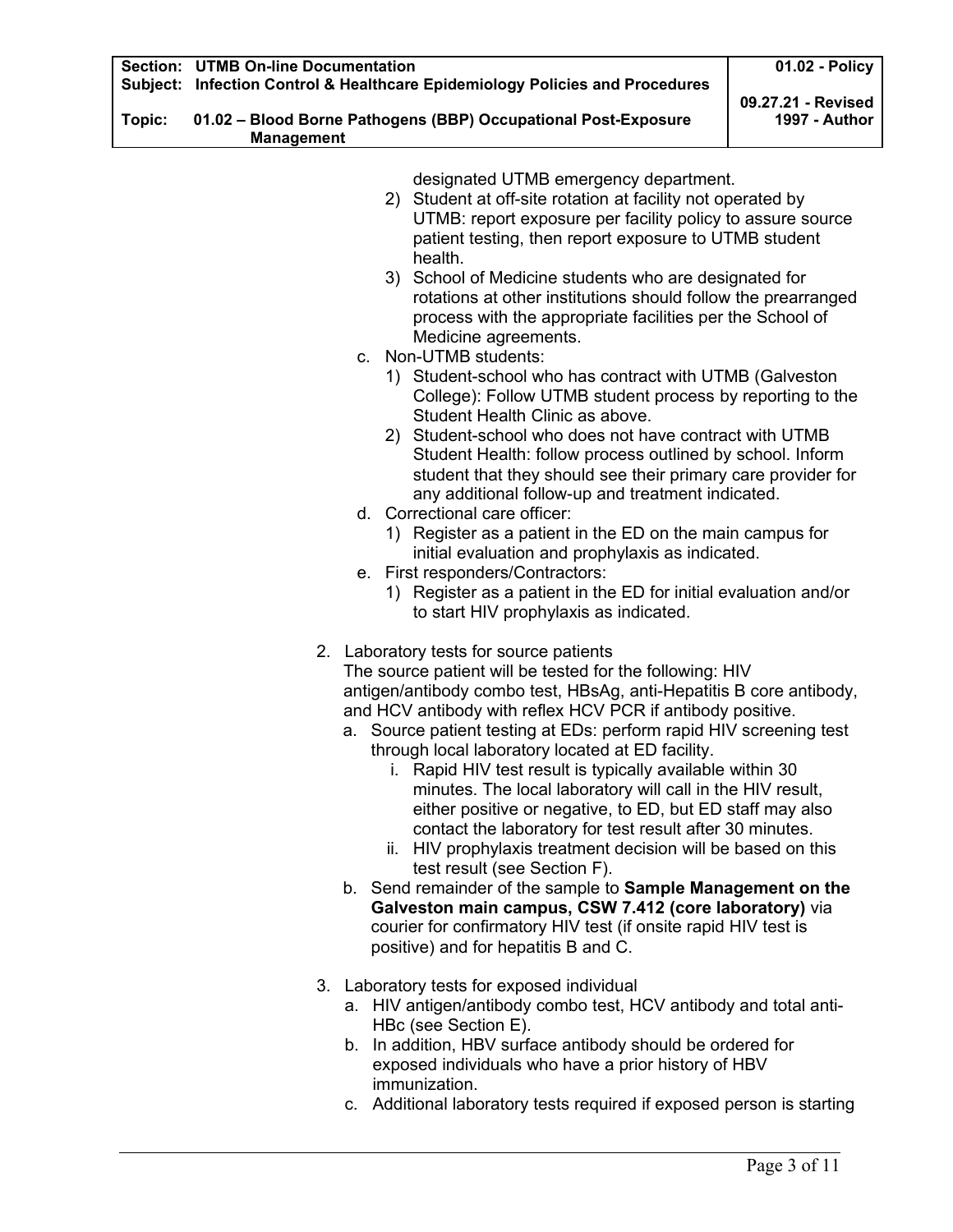designated UTMB emergency department.

2) Student at off-site rotation at facility not operated by UTMB: report exposure per facility policy to assure source patient testing, then report exposure to UTMB student health.
3) School of Medicine students who are designated for rotations at other institutions should follow the prearranged process with the appropriate facilities per the School of Medicine agreements.

c. Non-UTMB students:
   1) Student-school who has contract with UTMB (Galveston College): Follow UTMB student process by reporting to the Student Health Clinic as above.
   2) Student-school who does not have contract with UTMB Student Health: follow process outlined by school. Inform student that they should see their primary care provider for any additional follow-up and treatment indicated.

d. Correctional care officer:
   1) Register as a patient in the ED on the main campus for initial evaluation and prophylaxis as indicated.

e. First responders/Contractors:
   1) Register as a patient in the ED for initial evaluation and/or to start HIV prophylaxis as indicated.

2. Laboratory tests for source patients

   The source patient will be tested for the following: HIV antigen/antibody combo test, HBsAg, anti-Hepatitis B core antibody, and HCV antibody with reflex HCV PCR if antibody positive.

   a. Source patient testing at EDs: perform rapid HIV screening test through local laboratory located at ED facility.
      i. Rapid HIV test result is typically available within 30 minutes. The local laboratory will call in the HIV result, either positive or negative, to ED, but ED staff may also contact the laboratory for test result after 30 minutes.
      ii. HIV prophylaxis treatment decision will be based on this test result (see Section F).
   b. Send remainder of the sample to **Sample Management on the Galveston main campus, CSW 7.412 (core laboratory)** via courier for confirmatory HIV test (if onsite rapid HIV test is positive) and for hepatitis B and C.

3. Laboratory tests for exposed individual
   a. HIV antigen/antibody combo test, HCV antibody and total anti-HBc (see Section E).
   b. In addition, HBV surface antibody should be ordered for exposed individuals who have a prior history of HBV immunization.
   c. Additional laboratory tests required if exposed person is starting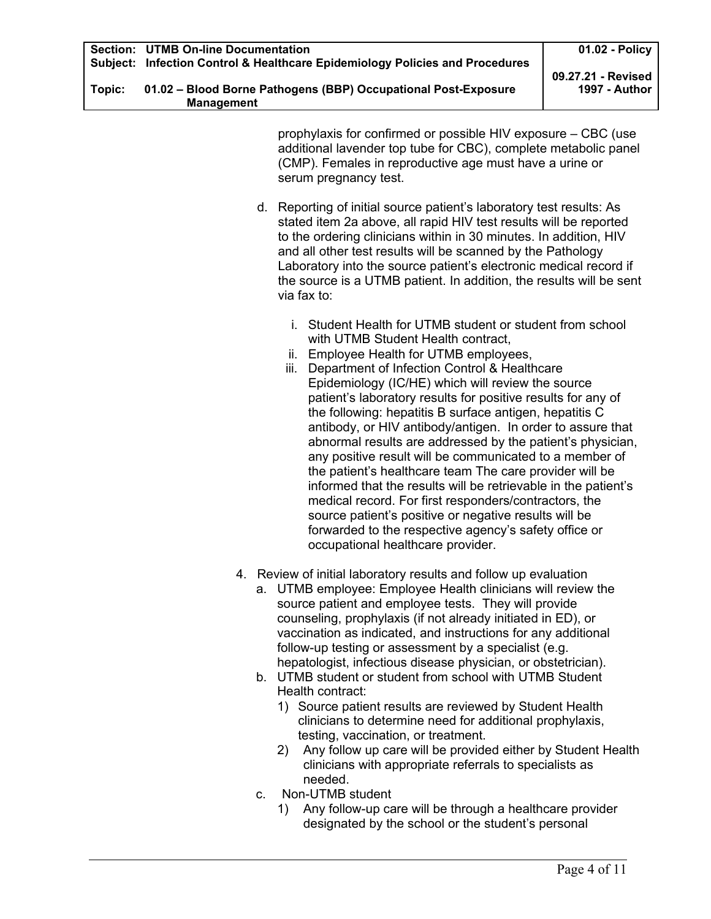prophylaxis for confirmed or possible HIV exposure – CBC (use additional lavender top tube for CBC), complete metabolic panel (CMP). Females in reproductive age must have a urine or serum pregnancy test.

d. Reporting of initial source patient's laboratory test results: As stated item 2a above, all rapid HIV test results will be reported to the ordering clinicians within in 30 minutes. In addition, HIV and all other test results will be scanned by the Pathology Laboratory into the source patient's electronic medical record if the source is a UTMB patient. In addition, the results will be sent via fax to:

   i. Student Health for UTMB student or student from school with UTMB Student Health contract,
   ii. Employee Health for UTMB employees,
   iii. Department of Infection Control & Healthcare Epidemiology (IC/HE) which will review the source patient's laboratory results for positive results for any of the following: hepatitis B surface antigen, hepatitis C antibody, or HIV antibody/antigen. In order to assure that abnormal results are addressed by the patient's physician, any positive result will be communicated to a member of the patient's healthcare team The care provider will be informed that the results will be retrievable in the patient's medical record. For first responders/contractors, the source patient's positive or negative results will be forwarded to the respective agency's safety office or occupational healthcare provider.

4. Review of initial laboratory results and follow up evaluation
   a. UTMB employee: Employee Health clinicians will review the source patient and employee tests. They will provide counseling, prophylaxis (if not already initiated in ED), or vaccination as indicated, and instructions for any additional follow-up testing or assessment by a specialist (e.g. hepatologist, infectious disease physician, or obstetrician).
   b. UTMB student or student from school with UTMB Student Health contract:
      1) Source patient results are reviewed by Student Health clinicians to determine need for additional prophylaxis, testing, vaccination, or treatment.
      2) Any follow up care will be provided either by Student Health clinicians with appropriate referrals to specialists as needed.
   c. Non-UTMB student
      1) Any follow-up care will be through a healthcare provider designated by the school or the student's personal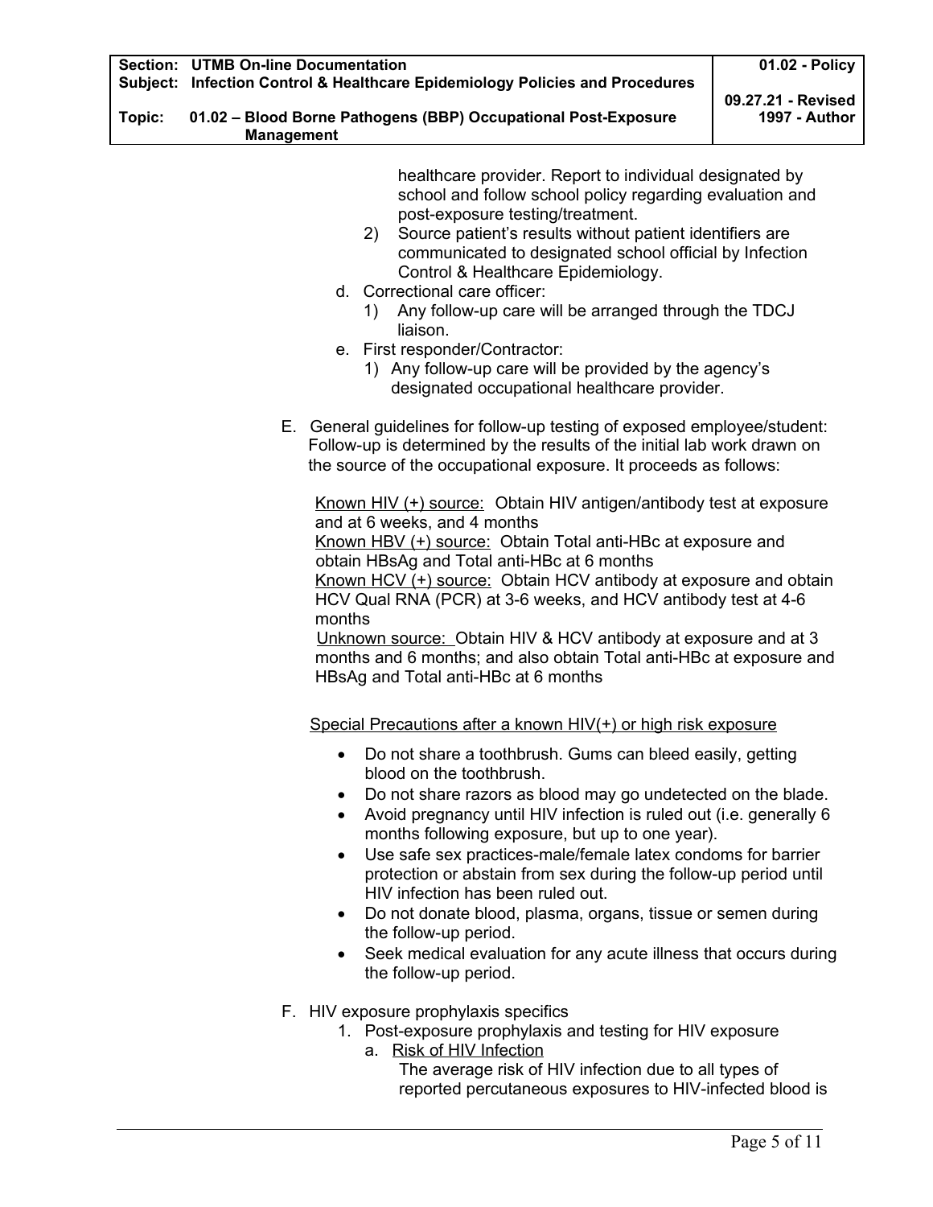healthcare provider. Report to individual designated by school and follow school policy regarding evaluation and post-exposure testing/treatment.

2) Source patient's results without patient identifiers are communicated to designated school official by Infection Control & Healthcare Epidemiology.

d. Correctional care officer:

1) Any follow-up care will be arranged through the TDCJ liaison.

e. First responder/Contractor:

1) Any follow-up care will be provided by the agency's designated occupational healthcare provider.

E. General guidelines for follow-up testing of exposed employee/student: Follow-up is determined by the results of the initial lab work drawn on the source of the occupational exposure. It proceeds as follows:

Known HIV (+) source: Obtain HIV antigen/antibody test at exposure and at 6 weeks, and 4 months
Known HBV (+) source: Obtain Total anti-HBc at exposure and obtain HBsAg and Total anti-HBc at 6 months
Known HCV (+) source: Obtain HCV antibody at exposure and obtain HCV Qual RNA (PCR) at 3-6 weeks, and HCV antibody test at 4-6 months
Unknown source: Obtain HIV & HCV antibody at exposure and at 3 months and 6 months; and also obtain Total anti-HBc at exposure and HBsAg and Total anti-HBc at 6 months

Special Precautions after a known HIV(+) or high risk exposure

- Do not share a toothbrush. Gums can bleed easily, getting blood on the toothbrush.
- Do not share razors as blood may go undetected on the blade.
- Avoid pregnancy until HIV infection is ruled out (i.e. generally 6 months following exposure, but up to one year).
- Use safe sex practices-male/female latex condoms for barrier protection or abstain from sex during the follow-up period until HIV infection has been ruled out.
- Do not donate blood, plasma, organs, tissue or semen during the follow-up period.
- Seek medical evaluation for any acute illness that occurs during the follow-up period.

F. HIV exposure prophylaxis specifics

1. Post-exposure prophylaxis and testing for HIV exposure

a. Risk of HIV Infection

The average risk of HIV infection due to all types of reported percutaneous exposures to HIV-infected blood is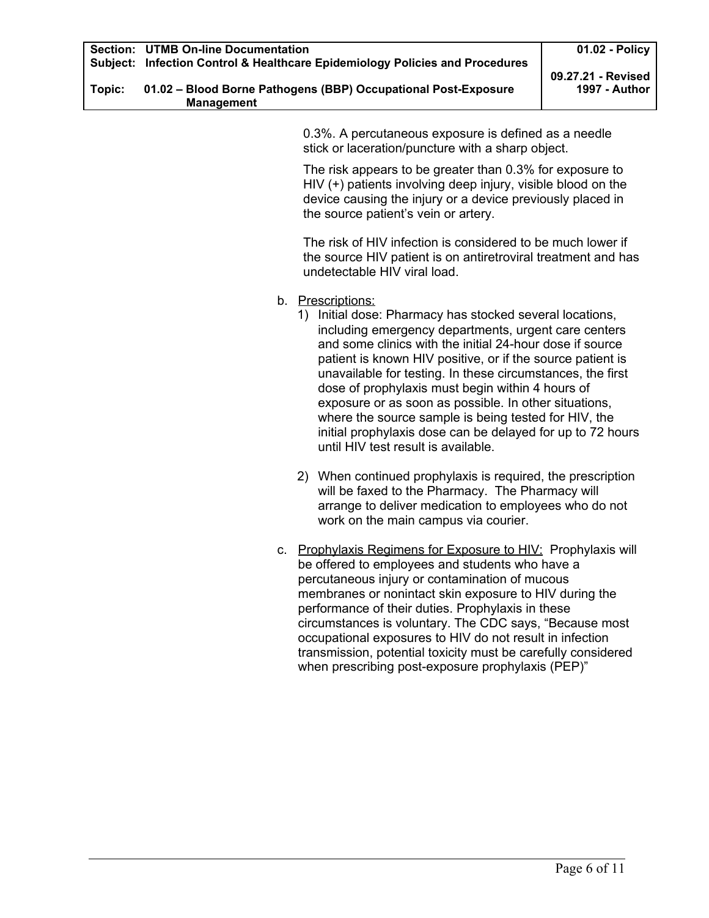0.3%. A percutaneous exposure is defined as a needle stick or laceration/puncture with a sharp object.

The risk appears to be greater than 0.3% for exposure to HIV (+) patients involving deep injury, visible blood on the device causing the injury or a device previously placed in the source patient's vein or artery.

The risk of HIV infection is considered to be much lower if the source HIV patient is on antiretroviral treatment and has undetectable HIV viral load.

b. Prescriptions:

1) Initial dose: Pharmacy has stocked several locations, including emergency departments, urgent care centers and some clinics with the initial 24-hour dose if source patient is known HIV positive, or if the source patient is unavailable for testing. In these circumstances, the first dose of prophylaxis must begin within 4 hours of exposure or as soon as possible. In other situations, where the source sample is being tested for HIV, the initial prophylaxis dose can be delayed for up to 72 hours until HIV test result is available.

2) When continued prophylaxis is required, the prescription will be faxed to the Pharmacy. The Pharmacy will arrange to deliver medication to employees who do not work on the main campus via courier.

c. Prophylaxis Regimens for Exposure to HIV: Prophylaxis will be offered to employees and students who have a percutaneous injury or contamination of mucous membranes or nonintact skin exposure to HIV during the performance of their duties. Prophylaxis in these circumstances is voluntary. The CDC says, "Because most occupational exposures to HIV do not result in infection transmission, potential toxicity must be carefully considered when prescribing post-exposure prophylaxis (PEP)"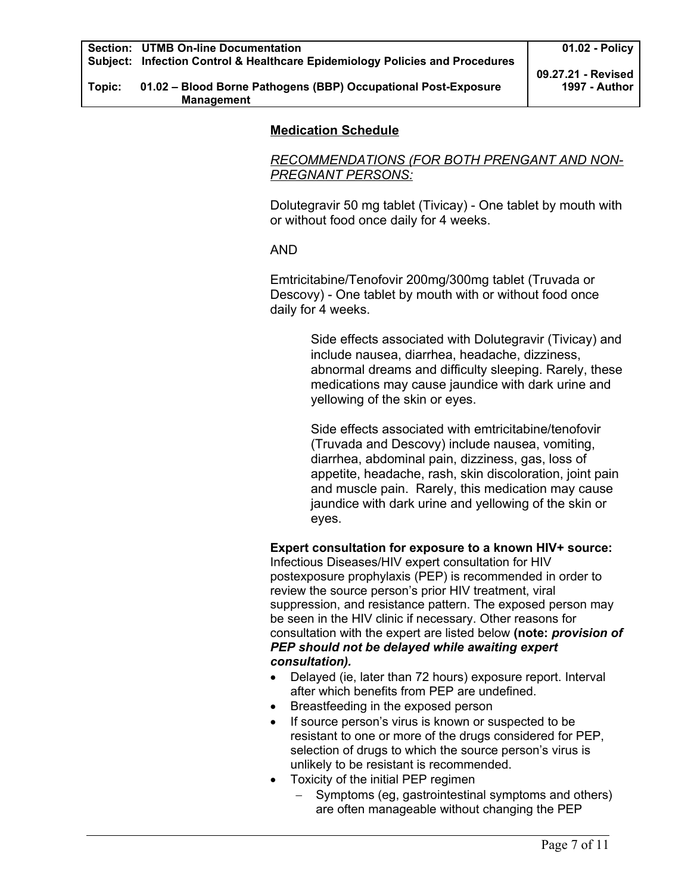## Medication Schedule

*RECOMMENDATIONS (FOR BOTH PRENGANT AND NON-PREGNANT PERSONS:*

Dolutegravir 50 mg tablet (Tivicay) - One tablet by mouth with or without food once daily for 4 weeks.

AND

Emtricitabine/Tenofovir 200mg/300mg tablet (Truvada or Descovy) - One tablet by mouth with or without food once daily for 4 weeks.

> Side effects associated with Dolutegravir (Tivicay) and include nausea, diarrhea, headache, dizziness, abnormal dreams and difficulty sleeping. Rarely, these medications may cause jaundice with dark urine and yellowing of the skin or eyes.
>
> Side effects associated with emtricitabine/tenofovir (Truvada and Descovy) include nausea, vomiting, diarrhea, abdominal pain, dizziness, gas, loss of appetite, headache, rash, skin discoloration, joint pain and muscle pain. Rarely, this medication may cause jaundice with dark urine and yellowing of the skin or eyes.

**Expert consultation for exposure to a known HIV+ source:** Infectious Diseases/HIV expert consultation for HIV postexposure prophylaxis (PEP) is recommended in order to review the source person's prior HIV treatment, viral suppression, and resistance pattern. The exposed person may be seen in the HIV clinic if necessary. Other reasons for consultation with the expert are listed below **(note: *provision of PEP should not be delayed while awaiting expert consultation).***

- Delayed (ie, later than 72 hours) exposure report. Interval after which benefits from PEP are undefined.
- Breastfeeding in the exposed person
- If source person's virus is known or suspected to be resistant to one or more of the drugs considered for PEP, selection of drugs to which the source person's virus is unlikely to be resistant is recommended.
- Toxicity of the initial PEP regimen
  - Symptoms (eg, gastrointestinal symptoms and others) are often manageable without changing the PEP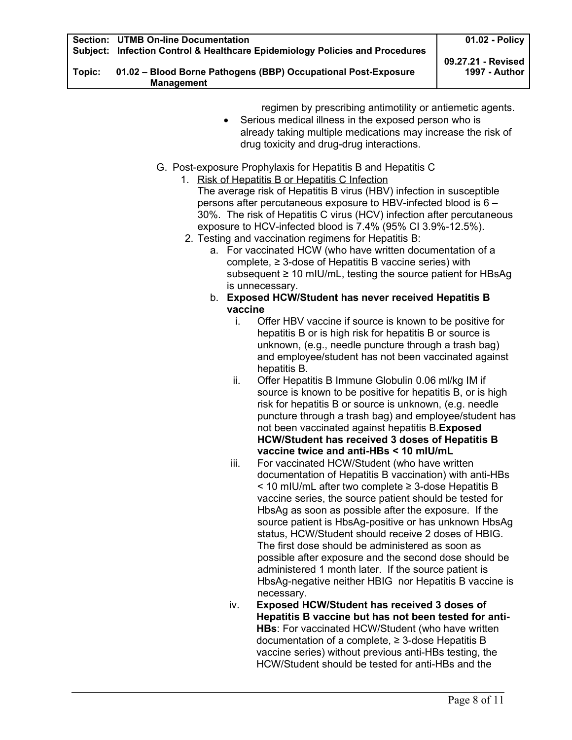regimen by prescribing antimotility or antiemetic agents.

- Serious medical illness in the exposed person who is already taking multiple medications may increase the risk of drug toxicity and drug-drug interactions.

G. Post-exposure Prophylaxis for Hepatitis B and Hepatitis C

1. Risk of Hepatitis B or Hepatitis C Infection
   The average risk of Hepatitis B virus (HBV) infection in susceptible persons after percutaneous exposure to HBV-infected blood is 6 – 30%. The risk of Hepatitis C virus (HCV) infection after percutaneous exposure to HCV-infected blood is 7.4% (95% CI 3.9%-12.5%).
2. Testing and vaccination regimens for Hepatitis B:
   a. For vaccinated HCW (who have written documentation of a complete, ≥ 3-dose of Hepatitis B vaccine series) with subsequent ≥ 10 mIU/mL, testing the source patient for HBsAg is unnecessary.
   b. **Exposed HCW/Student has never received Hepatitis B vaccine**
      i. Offer HBV vaccine if source is known to be positive for hepatitis B or is high risk for hepatitis B or source is unknown, (e.g., needle puncture through a trash bag) and employee/student has not been vaccinated against hepatitis B.
      ii. Offer Hepatitis B Immune Globulin 0.06 ml/kg IM if source is known to be positive for hepatitis B, or is high risk for hepatitis B or source is unknown, (e.g. needle puncture through a trash bag) and employee/student has not been vaccinated against hepatitis B.**Exposed HCW/Student has received 3 doses of Hepatitis B vaccine twice and anti-HBs < 10 mIU/mL**
      iii. For vaccinated HCW/Student (who have written documentation of Hepatitis B vaccination) with anti-HBs < 10 mIU/mL after two complete ≥ 3-dose Hepatitis B vaccine series, the source patient should be tested for HbsAg as soon as possible after the exposure. If the source patient is HbsAg-positive or has unknown HbsAg status, HCW/Student should receive 2 doses of HBIG. The first dose should be administered as soon as possible after exposure and the second dose should be administered 1 month later. If the source patient is HbsAg-negative neither HBIG nor Hepatitis B vaccine is necessary.
      iv. **Exposed HCW/Student has received 3 doses of Hepatitis B vaccine but has not been tested for anti-HBs**: For vaccinated HCW/Student (who have written documentation of a complete, ≥ 3-dose Hepatitis B vaccine series) without previous anti-HBs testing, the HCW/Student should be tested for anti-HBs and the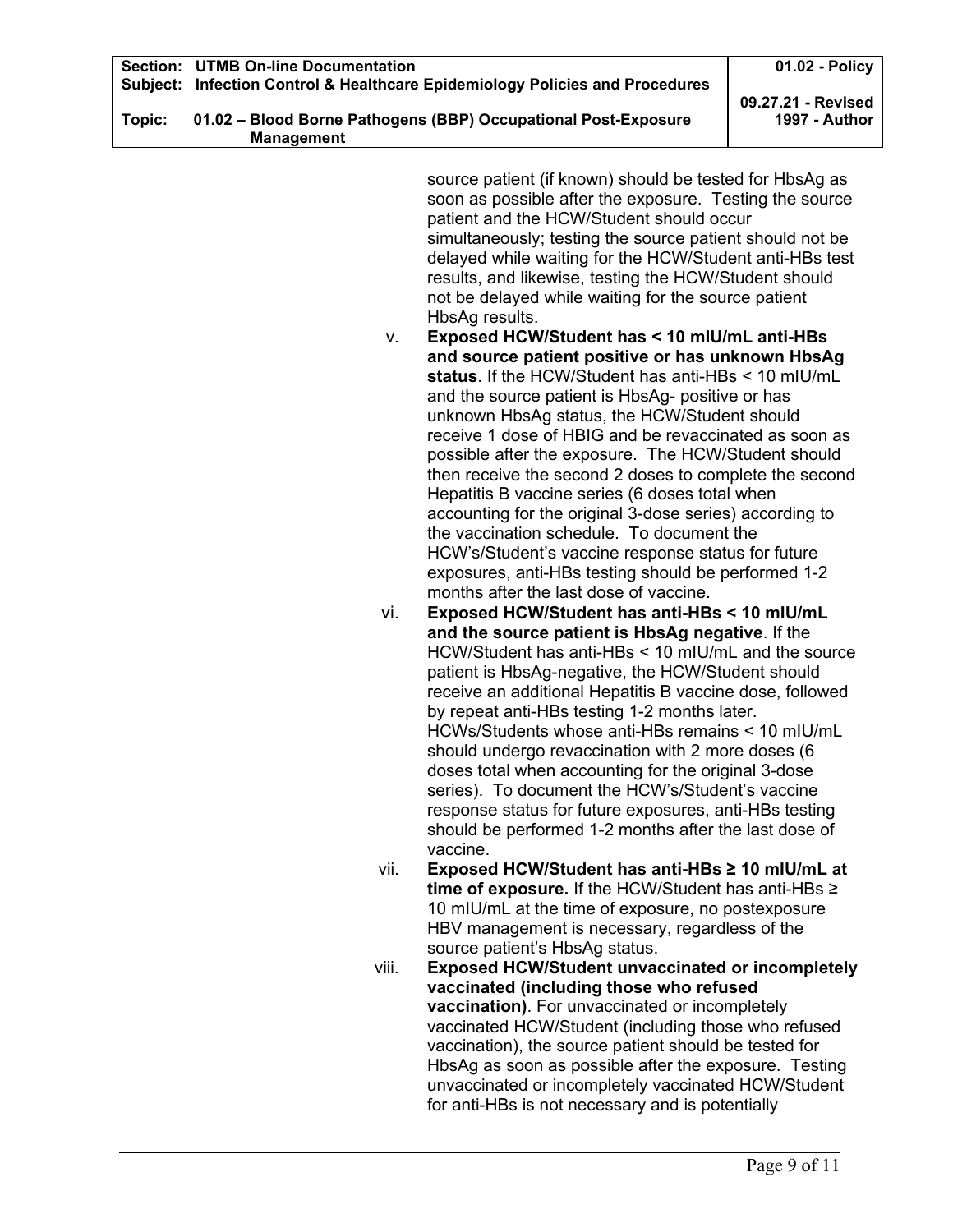source patient (if known) should be tested for HbsAg as soon as possible after the exposure. Testing the source patient and the HCW/Student should occur simultaneously; testing the source patient should not be delayed while waiting for the HCW/Student anti-HBs test results, and likewise, testing the HCW/Student should not be delayed while waiting for the source patient HbsAg results.

v. **Exposed HCW/Student has < 10 mIU/mL anti-HBs and source patient positive or has unknown HbsAg status**. If the HCW/Student has anti-HBs < 10 mIU/mL and the source patient is HbsAg- positive or has unknown HbsAg status, the HCW/Student should receive 1 dose of HBIG and be revaccinated as soon as possible after the exposure. The HCW/Student should then receive the second 2 doses to complete the second Hepatitis B vaccine series (6 doses total when accounting for the original 3-dose series) according to the vaccination schedule. To document the HCW's/Student's vaccine response status for future exposures, anti-HBs testing should be performed 1-2 months after the last dose of vaccine.

vi. **Exposed HCW/Student has anti-HBs < 10 mIU/mL and the source patient is HbsAg negative**. If the HCW/Student has anti-HBs < 10 mIU/mL and the source patient is HbsAg-negative, the HCW/Student should receive an additional Hepatitis B vaccine dose, followed by repeat anti-HBs testing 1-2 months later. HCWs/Students whose anti-HBs remains < 10 mIU/mL should undergo revaccination with 2 more doses (6 doses total when accounting for the original 3-dose series). To document the HCW's/Student's vaccine response status for future exposures, anti-HBs testing should be performed 1-2 months after the last dose of vaccine.

vii. **Exposed HCW/Student has anti-HBs ≥ 10 mIU/mL at time of exposure.** If the HCW/Student has anti-HBs ≥ 10 mIU/mL at the time of exposure, no postexposure HBV management is necessary, regardless of the source patient's HbsAg status.

viii. **Exposed HCW/Student unvaccinated or incompletely vaccinated (including those who refused vaccination)**. For unvaccinated or incompletely vaccinated HCW/Student (including those who refused vaccination), the source patient should be tested for HbsAg as soon as possible after the exposure. Testing unvaccinated or incompletely vaccinated HCW/Student for anti-HBs is not necessary and is potentially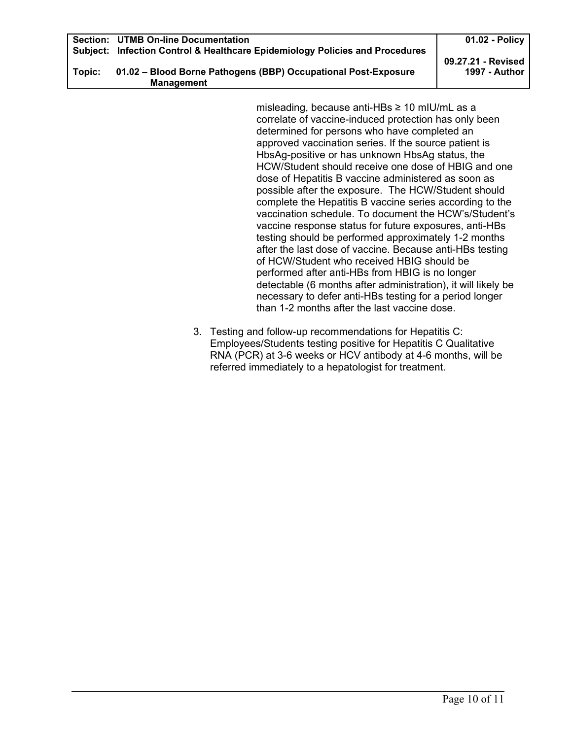misleading, because anti-HBs ≥ 10 mIU/mL as a correlate of vaccine-induced protection has only been determined for persons who have completed an approved vaccination series. If the source patient is HbsAg-positive or has unknown HbsAg status, the HCW/Student should receive one dose of HBIG and one dose of Hepatitis B vaccine administered as soon as possible after the exposure. The HCW/Student should complete the Hepatitis B vaccine series according to the vaccination schedule. To document the HCW's/Student's vaccine response status for future exposures, anti-HBs testing should be performed approximately 1-2 months after the last dose of vaccine. Because anti-HBs testing of HCW/Student who received HBIG should be performed after anti-HBs from HBIG is no longer detectable (6 months after administration), it will likely be necessary to defer anti-HBs testing for a period longer than 1-2 months after the last vaccine dose.

3. Testing and follow-up recommendations for Hepatitis C: Employees/Students testing positive for Hepatitis C Qualitative RNA (PCR) at 3-6 weeks or HCV antibody at 4-6 months, will be referred immediately to a hepatologist for treatment.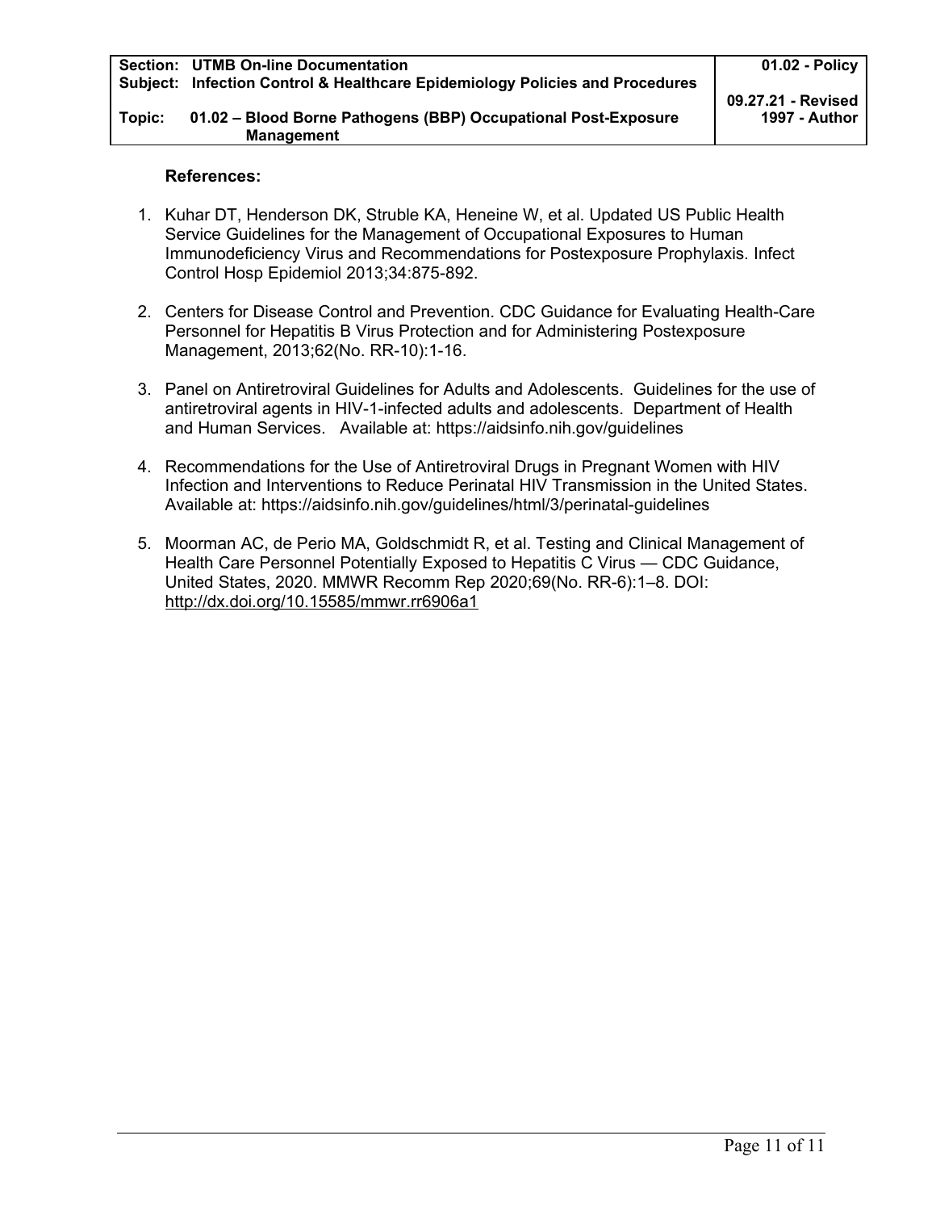**References:**

1. Kuhar DT, Henderson DK, Struble KA, Heneine W, et al. Updated US Public Health Service Guidelines for the Management of Occupational Exposures to Human Immunodeficiency Virus and Recommendations for Postexposure Prophylaxis. Infect Control Hosp Epidemiol 2013;34:875-892.

2. Centers for Disease Control and Prevention. CDC Guidance for Evaluating Health-Care Personnel for Hepatitis B Virus Protection and for Administering Postexposure Management, 2013;62(No. RR-10):1-16.

3. Panel on Antiretroviral Guidelines for Adults and Adolescents. Guidelines for the use of antiretroviral agents in HIV-1-infected adults and adolescents. Department of Health and Human Services. Available at: https://aidsinfo.nih.gov/guidelines

4. Recommendations for the Use of Antiretroviral Drugs in Pregnant Women with HIV Infection and Interventions to Reduce Perinatal HIV Transmission in the United States. Available at: https://aidsinfo.nih.gov/guidelines/html/3/perinatal-guidelines

5. Moorman AC, de Perio MA, Goldschmidt R, et al. Testing and Clinical Management of Health Care Personnel Potentially Exposed to Hepatitis C Virus — CDC Guidance, United States, 2020. MMWR Recomm Rep 2020;69(No. RR-6):1–8. DOI: http://dx.doi.org/10.15585/mmwr.rr6906a1